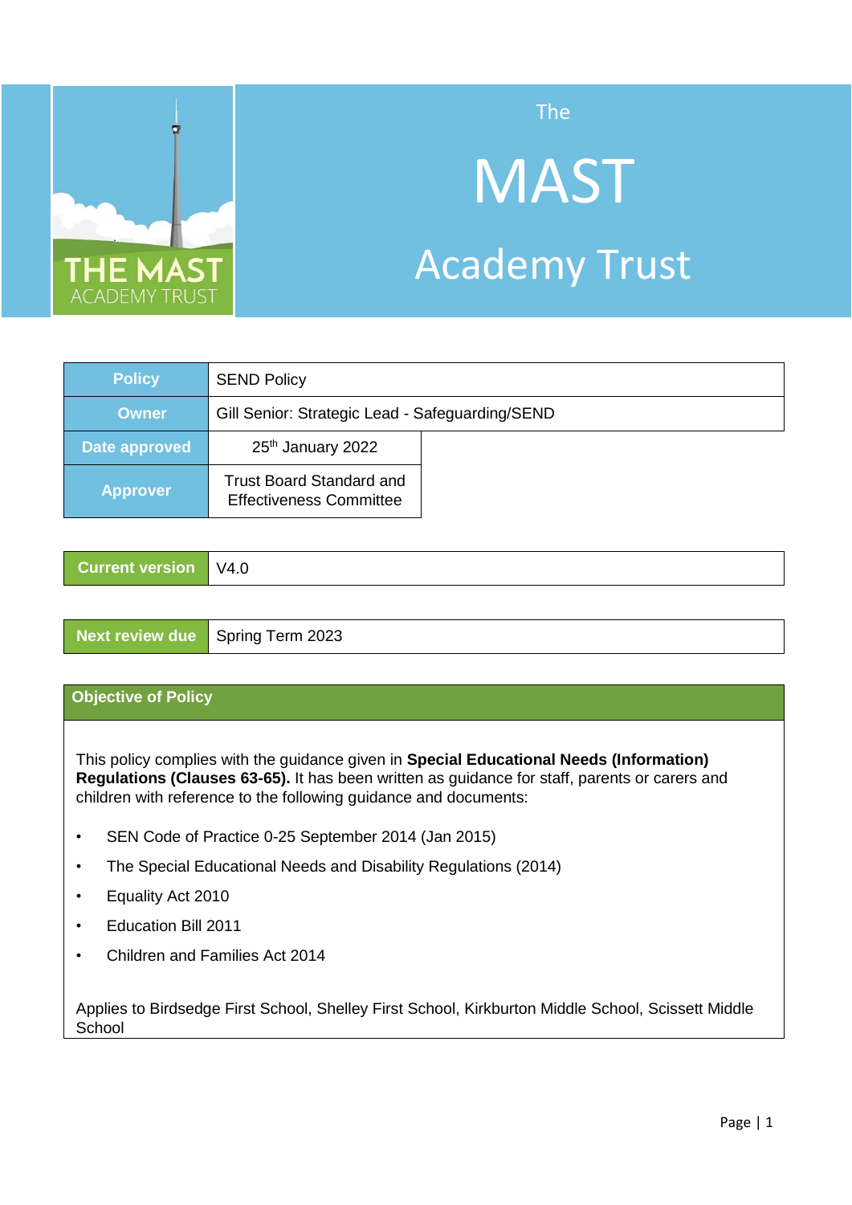# The MAST Academy Trust

| Policy | SEND Policy |
|---|---|
| Owner | Gill Senior: Strategic Lead - Safeguarding/SEND |
| Date approved | 25th January 2022 |
| Approver | Trust Board Standard and Effectiveness Committee |

| Current version | V4.0 |
|---|---|

| Next review due | Spring Term 2023 |
|---|---|

## Objective of Policy

This policy complies with the guidance given in **Special Educational Needs (Information) Regulations (Clauses 63-65).** It has been written as guidance for staff, parents or carers and children with reference to the following guidance and documents:

- SEN Code of Practice 0-25 September 2014 (Jan 2015)
- The Special Educational Needs and Disability Regulations (2014)
- Equality Act 2010
- Education Bill 2011
- Children and Families Act 2014

Applies to Birdsedge First School, Shelley First School, Kirkburton Middle School, Scissett Middle School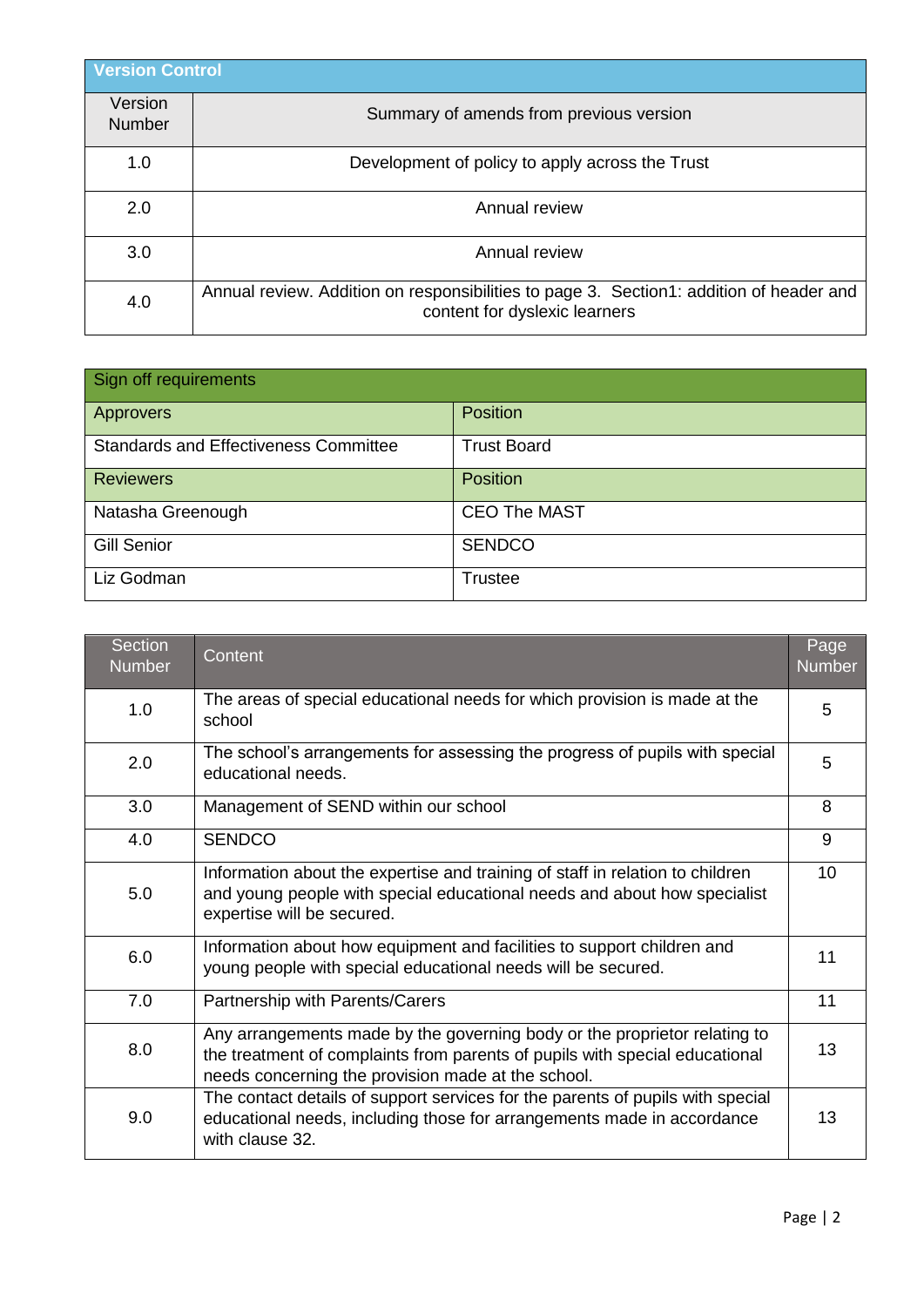| Version Control | |
|---|---|
| Version Number | Summary of amends from previous version |
| 1.0 | Development of policy to apply across the Trust |
| 2.0 | Annual review |
| 3.0 | Annual review |
| 4.0 | Annual review. Addition on responsibilities to page 3. Section1: addition of header and content for dyslexic learners |

| Sign off requirements | |
|---|---|
| Approvers | Position |
| Standards and Effectiveness Committee | Trust Board |
| Reviewers | Position |
| Natasha Greenough | CEO The MAST |
| Gill Senior | SENDCO |
| Liz Godman | Trustee |

| Section Number | Content | Page Number |
|---|---|---|
| 1.0 | The areas of special educational needs for which provision is made at the school | 5 |
| 2.0 | The school's arrangements for assessing the progress of pupils with special educational needs. | 5 |
| 3.0 | Management of SEND within our school | 8 |
| 4.0 | SENDCO | 9 |
| 5.0 | Information about the expertise and training of staff in relation to children and young people with special educational needs and about how specialist expertise will be secured. | 10 |
| 6.0 | Information about how equipment and facilities to support children and young people with special educational needs will be secured. | 11 |
| 7.0 | Partnership with Parents/Carers | 11 |
| 8.0 | Any arrangements made by the governing body or the proprietor relating to the treatment of complaints from parents of pupils with special educational needs concerning the provision made at the school. | 13 |
| 9.0 | The contact details of support services for the parents of pupils with special educational needs, including those for arrangements made in accordance with clause 32. | 13 |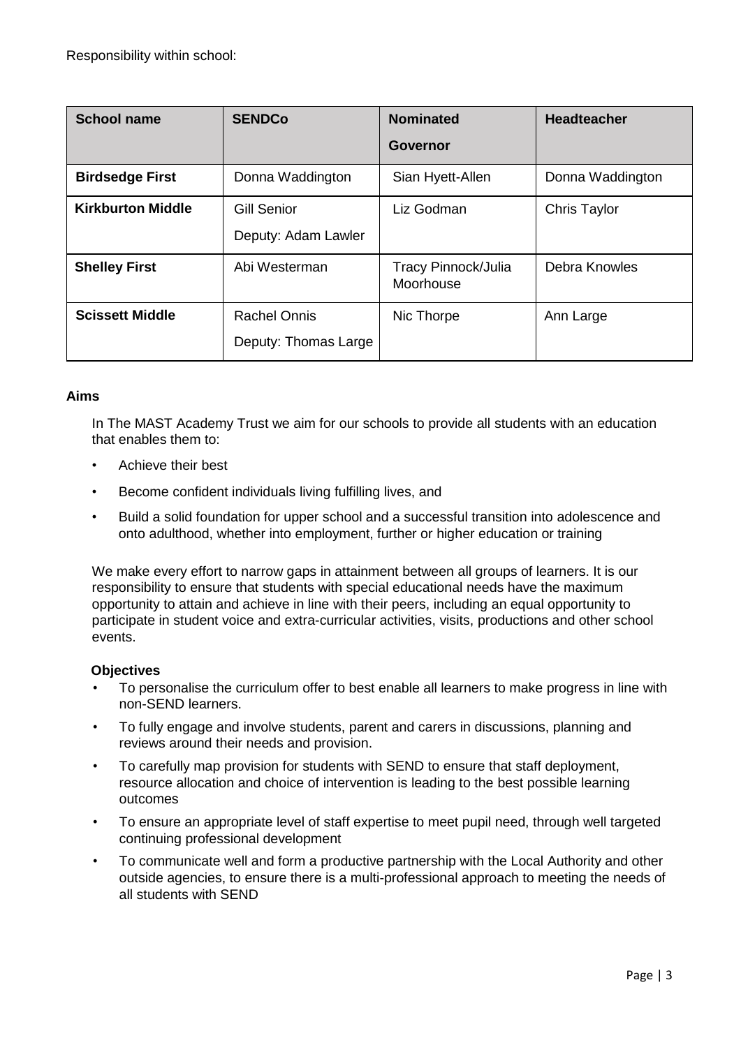Responsibility within school:

| School name | SENDCo | Nominated Governor | Headteacher |
|---|---|---|---|
| **Birdsedge First** | Donna Waddington | Sian Hyett-Allen | Donna Waddington |
| **Kirkburton Middle** | Gill Senior<br>Deputy: Adam Lawler | Liz Godman | Chris Taylor |
| **Shelley First** | Abi Westerman | Tracy Pinnock/Julia Moorhouse | Debra Knowles |
| **Scissett Middle** | Rachel Onnis<br>Deputy: Thomas Large | Nic Thorpe | Ann Large |

**Aims**

In The MAST Academy Trust we aim for our schools to provide all students with an education that enables them to:

- Achieve their best
- Become confident individuals living fulfilling lives, and
- Build a solid foundation for upper school and a successful transition into adolescence and onto adulthood, whether into employment, further or higher education or training

We make every effort to narrow gaps in attainment between all groups of learners. It is our responsibility to ensure that students with special educational needs have the maximum opportunity to attain and achieve in line with their peers, including an equal opportunity to participate in student voice and extra-curricular activities, visits, productions and other school events.

**Objectives**

- To personalise the curriculum offer to best enable all learners to make progress in line with non-SEND learners.
- To fully engage and involve students, parent and carers in discussions, planning and reviews around their needs and provision.
- To carefully map provision for students with SEND to ensure that staff deployment, resource allocation and choice of intervention is leading to the best possible learning outcomes
- To ensure an appropriate level of staff expertise to meet pupil need, through well targeted continuing professional development
- To communicate well and form a productive partnership with the Local Authority and other outside agencies, to ensure there is a multi-professional approach to meeting the needs of all students with SEND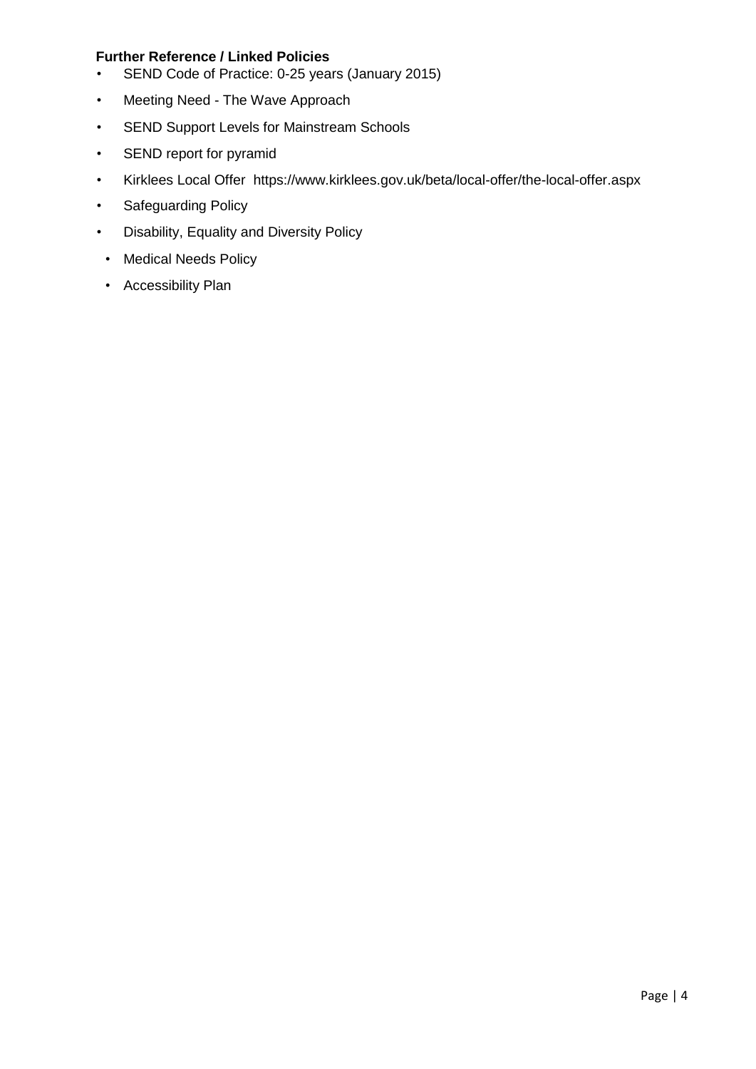**Further Reference / Linked Policies**

- SEND Code of Practice: 0-25 years (January 2015)
- Meeting Need - The Wave Approach
- SEND Support Levels for Mainstream Schools
- SEND report for pyramid
- Kirklees Local Offer https://www.kirklees.gov.uk/beta/local-offer/the-local-offer.aspx
- Safeguarding Policy
- Disability, Equality and Diversity Policy
- Medical Needs Policy
- Accessibility Plan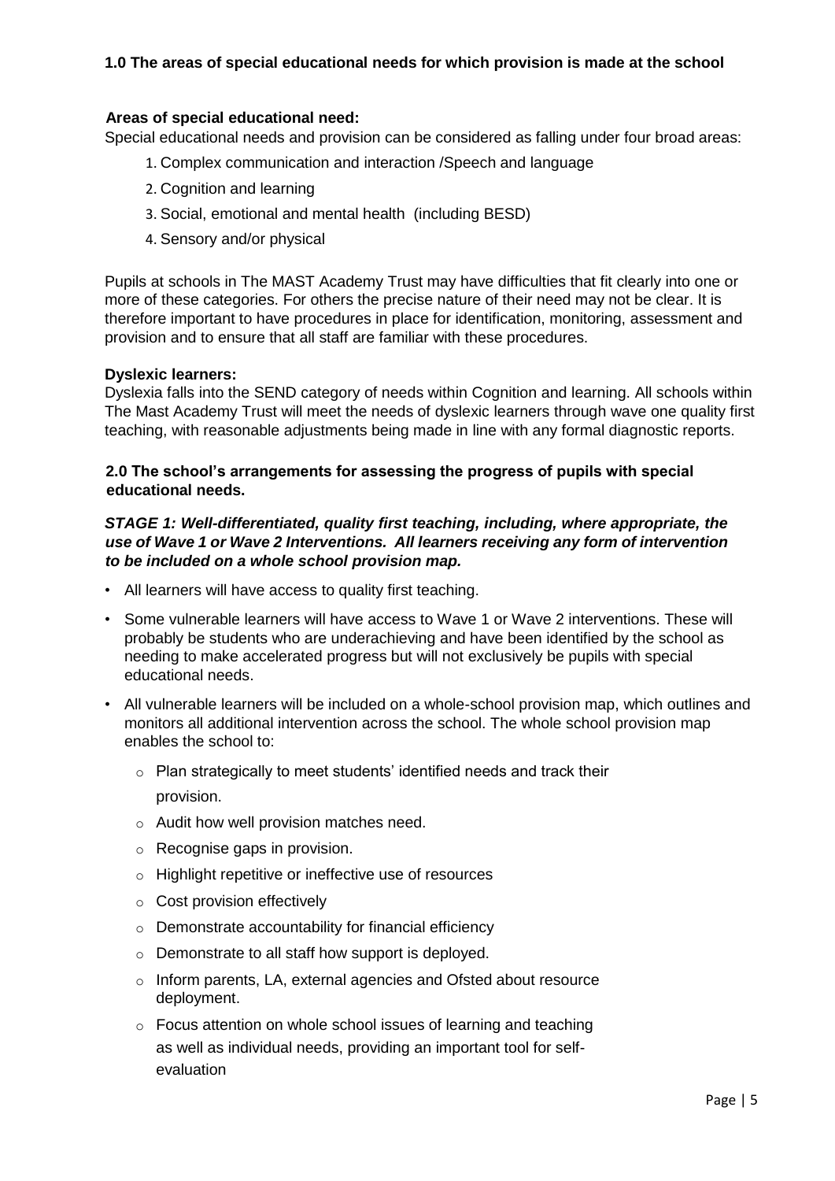## 1.0 The areas of special educational needs for which provision is made at the school

**Areas of special educational need:**

Special educational needs and provision can be considered as falling under four broad areas:

1. Complex communication and interaction /Speech and language
2. Cognition and learning
3. Social, emotional and mental health (including BESD)
4. Sensory and/or physical

Pupils at schools in The MAST Academy Trust may have difficulties that fit clearly into one or more of these categories. For others the precise nature of their need may not be clear. It is therefore important to have procedures in place for identification, monitoring, assessment and provision and to ensure that all staff are familiar with these procedures.

**Dyslexic learners:**

Dyslexia falls into the SEND category of needs within Cognition and learning. All schools within The Mast Academy Trust will meet the needs of dyslexic learners through wave one quality first teaching, with reasonable adjustments being made in line with any formal diagnostic reports.

## 2.0 The school's arrangements for assessing the progress of pupils with special educational needs.

***STAGE 1: Well-differentiated, quality first teaching, including, where appropriate, the use of Wave 1 or Wave 2 Interventions. All learners receiving any form of intervention to be included on a whole school provision map.***

- All learners will have access to quality first teaching.
- Some vulnerable learners will have access to Wave 1 or Wave 2 interventions. These will probably be students who are underachieving and have been identified by the school as needing to make accelerated progress but will not exclusively be pupils with special educational needs.
- All vulnerable learners will be included on a whole-school provision map, which outlines and monitors all additional intervention across the school. The whole school provision map enables the school to:
  - Plan strategically to meet students' identified needs and track their provision.
  - Audit how well provision matches need.
  - Recognise gaps in provision.
  - Highlight repetitive or ineffective use of resources
  - Cost provision effectively
  - Demonstrate accountability for financial efficiency
  - Demonstrate to all staff how support is deployed.
  - Inform parents, LA, external agencies and Ofsted about resource deployment.
  - Focus attention on whole school issues of learning and teaching as well as individual needs, providing an important tool for self-evaluation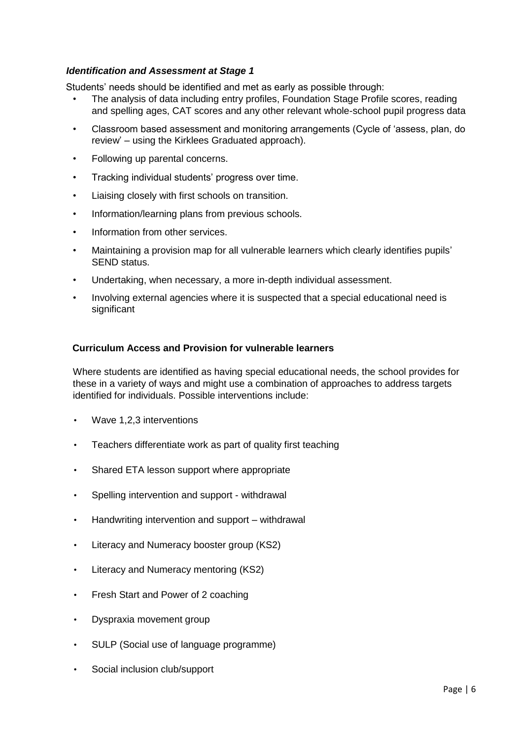### *Identification and Assessment at Stage 1*

Students' needs should be identified and met as early as possible through:

- The analysis of data including entry profiles, Foundation Stage Profile scores, reading and spelling ages, CAT scores and any other relevant whole-school pupil progress data
- Classroom based assessment and monitoring arrangements (Cycle of 'assess, plan, do review' – using the Kirklees Graduated approach).
- Following up parental concerns.
- Tracking individual students' progress over time.
- Liaising closely with first schools on transition.
- Information/learning plans from previous schools.
- Information from other services.
- Maintaining a provision map for all vulnerable learners which clearly identifies pupils' SEND status.
- Undertaking, when necessary, a more in-depth individual assessment.
- Involving external agencies where it is suspected that a special educational need is significant

### Curriculum Access and Provision for vulnerable learners

Where students are identified as having special educational needs, the school provides for these in a variety of ways and might use a combination of approaches to address targets identified for individuals. Possible interventions include:

- Wave 1,2,3 interventions
- Teachers differentiate work as part of quality first teaching
- Shared ETA lesson support where appropriate
- Spelling intervention and support - withdrawal
- Handwriting intervention and support – withdrawal
- Literacy and Numeracy booster group (KS2)
- Literacy and Numeracy mentoring (KS2)
- Fresh Start and Power of 2 coaching
- Dyspraxia movement group
- SULP (Social use of language programme)
- Social inclusion club/support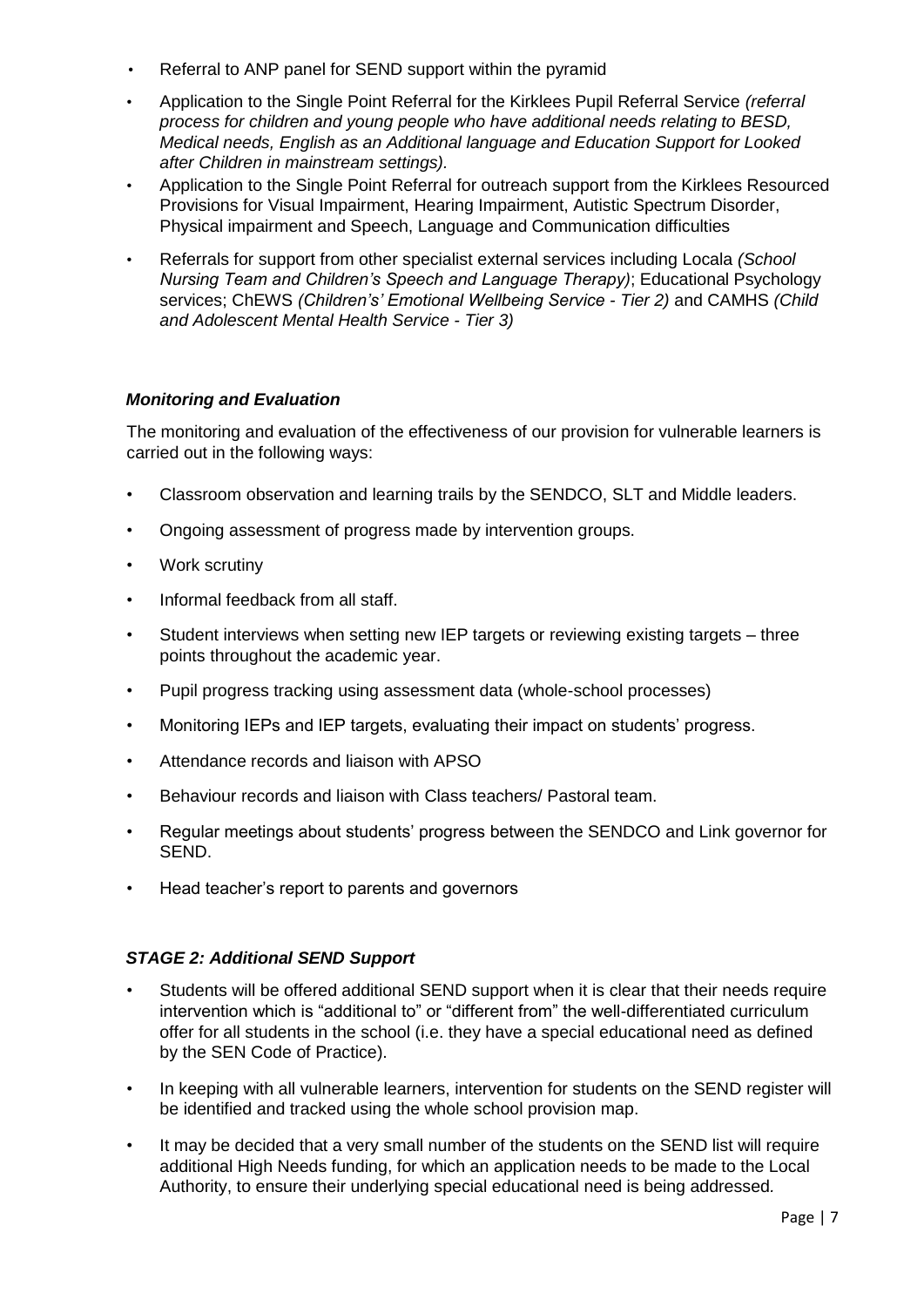- Referral to ANP panel for SEND support within the pyramid
- Application to the Single Point Referral for the Kirklees Pupil Referral Service *(referral process for children and young people who have additional needs relating to BESD, Medical needs, English as an Additional language and Education Support for Looked after Children in mainstream settings).*
- Application to the Single Point Referral for outreach support from the Kirklees Resourced Provisions for Visual Impairment, Hearing Impairment, Autistic Spectrum Disorder, Physical impairment and Speech, Language and Communication difficulties
- Referrals for support from other specialist external services including Locala *(School Nursing Team and Children's Speech and Language Therapy)*; Educational Psychology services; ChEWS *(Children's' Emotional Wellbeing Service - Tier 2)* and CAMHS *(Child and Adolescent Mental Health Service - Tier 3)*

### *Monitoring and Evaluation*

The monitoring and evaluation of the effectiveness of our provision for vulnerable learners is carried out in the following ways:

- Classroom observation and learning trails by the SENDCO, SLT and Middle leaders.
- Ongoing assessment of progress made by intervention groups.
- Work scrutiny
- Informal feedback from all staff.
- Student interviews when setting new IEP targets or reviewing existing targets – three points throughout the academic year.
- Pupil progress tracking using assessment data (whole-school processes)
- Monitoring IEPs and IEP targets, evaluating their impact on students' progress.
- Attendance records and liaison with APSO
- Behaviour records and liaison with Class teachers/ Pastoral team.
- Regular meetings about students' progress between the SENDCO and Link governor for SEND.
- Head teacher's report to parents and governors

### *STAGE 2: Additional SEND Support*

- Students will be offered additional SEND support when it is clear that their needs require intervention which is "additional to" or "different from" the well-differentiated curriculum offer for all students in the school (i.e. they have a special educational need as defined by the SEN Code of Practice).
- In keeping with all vulnerable learners, intervention for students on the SEND register will be identified and tracked using the whole school provision map.
- It may be decided that a very small number of the students on the SEND list will require additional High Needs funding, for which an application needs to be made to the Local Authority, to ensure their underlying special educational need is being addressed.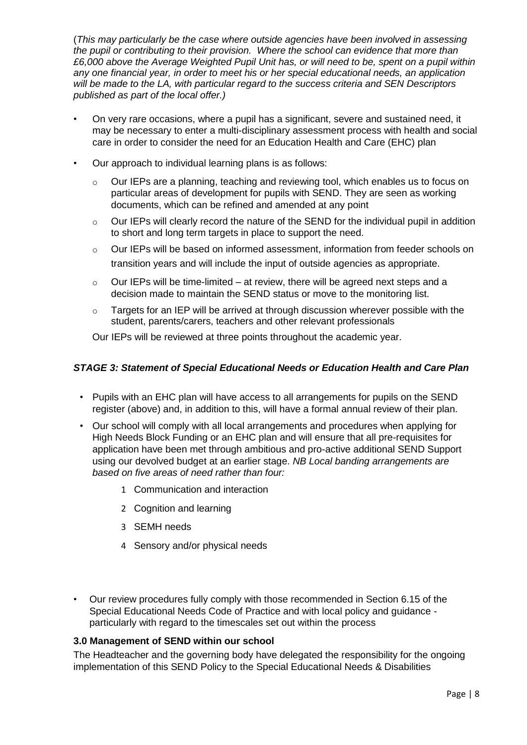(*This may particularly be the case where outside agencies have been involved in assessing the pupil or contributing to their provision. Where the school can evidence that more than £6,000 above the Average Weighted Pupil Unit has, or will need to be, spent on a pupil within any one financial year, in order to meet his or her special educational needs, an application will be made to the LA, with particular regard to the success criteria and SEN Descriptors published as part of the local offer.)*

- On very rare occasions, where a pupil has a significant, severe and sustained need, it may be necessary to enter a multi-disciplinary assessment process with health and social care in order to consider the need for an Education Health and Care (EHC) plan
- Our approach to individual learning plans is as follows:
  - Our IEPs are a planning, teaching and reviewing tool, which enables us to focus on particular areas of development for pupils with SEND. They are seen as working documents, which can be refined and amended at any point
  - Our IEPs will clearly record the nature of the SEND for the individual pupil in addition to short and long term targets in place to support the need.
  - Our IEPs will be based on informed assessment, information from feeder schools on transition years and will include the input of outside agencies as appropriate.
  - Our IEPs will be time-limited – at review, there will be agreed next steps and a decision made to maintain the SEND status or move to the monitoring list.
  - Targets for an IEP will be arrived at through discussion wherever possible with the student, parents/carers, teachers and other relevant professionals

  Our IEPs will be reviewed at three points throughout the academic year.

### *STAGE 3: Statement of Special Educational Needs or Education Health and Care Plan*

- Pupils with an EHC plan will have access to all arrangements for pupils on the SEND register (above) and, in addition to this, will have a formal annual review of their plan.
- Our school will comply with all local arrangements and procedures when applying for High Needs Block Funding or an EHC plan and will ensure that all pre-requisites for application have been met through ambitious and pro-active additional SEND Support using our devolved budget at an earlier stage. *NB Local banding arrangements are based on five areas of need rather than four:*
  1. Communication and interaction
  2. Cognition and learning
  3. SEMH needs
  4. Sensory and/or physical needs

- Our review procedures fully comply with those recommended in Section 6.15 of the Special Educational Needs Code of Practice and with local policy and guidance - particularly with regard to the timescales set out within the process

### 3.0 Management of SEND within our school

The Headteacher and the governing body have delegated the responsibility for the ongoing implementation of this SEND Policy to the Special Educational Needs & Disabilities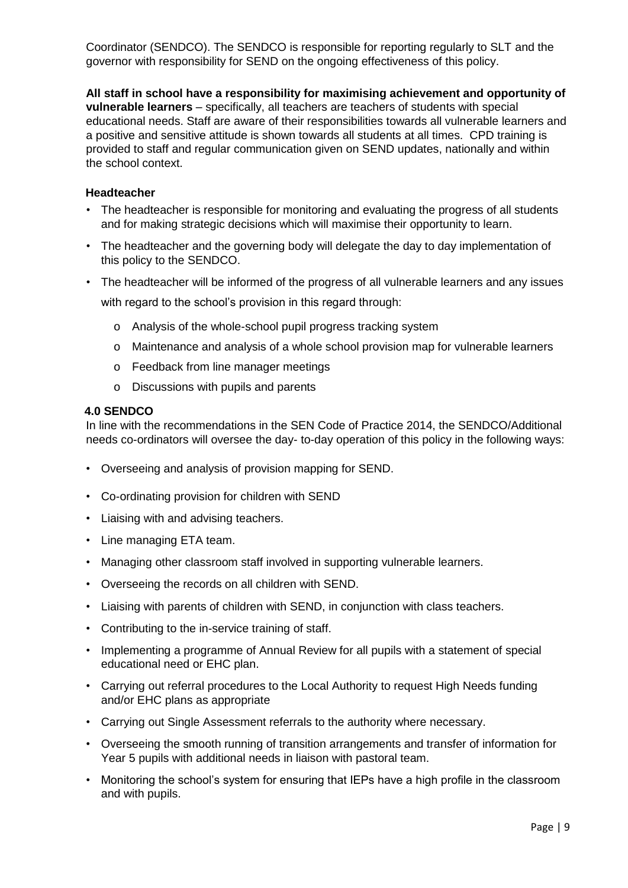Coordinator (SENDCO). The SENDCO is responsible for reporting regularly to SLT and the governor with responsibility for SEND on the ongoing effectiveness of this policy.

**All staff in school have a responsibility for maximising achievement and opportunity of vulnerable learners** – specifically, all teachers are teachers of students with special educational needs. Staff are aware of their responsibilities towards all vulnerable learners and a positive and sensitive attitude is shown towards all students at all times. CPD training is provided to staff and regular communication given on SEND updates, nationally and within the school context.

### Headteacher

- The headteacher is responsible for monitoring and evaluating the progress of all students and for making strategic decisions which will maximise their opportunity to learn.
- The headteacher and the governing body will delegate the day to day implementation of this policy to the SENDCO.
- The headteacher will be informed of the progress of all vulnerable learners and any issues with regard to the school's provision in this regard through:
  - Analysis of the whole-school pupil progress tracking system
  - Maintenance and analysis of a whole school provision map for vulnerable learners
  - Feedback from line manager meetings
  - Discussions with pupils and parents

### 4.0 SENDCO

In line with the recommendations in the SEN Code of Practice 2014, the SENDCO/Additional needs co-ordinators will oversee the day- to-day operation of this policy in the following ways:

- Overseeing and analysis of provision mapping for SEND.
- Co-ordinating provision for children with SEND
- Liaising with and advising teachers.
- Line managing ETA team.
- Managing other classroom staff involved in supporting vulnerable learners.
- Overseeing the records on all children with SEND.
- Liaising with parents of children with SEND, in conjunction with class teachers.
- Contributing to the in-service training of staff.
- Implementing a programme of Annual Review for all pupils with a statement of special educational need or EHC plan.
- Carrying out referral procedures to the Local Authority to request High Needs funding and/or EHC plans as appropriate
- Carrying out Single Assessment referrals to the authority where necessary.
- Overseeing the smooth running of transition arrangements and transfer of information for Year 5 pupils with additional needs in liaison with pastoral team.
- Monitoring the school's system for ensuring that IEPs have a high profile in the classroom and with pupils.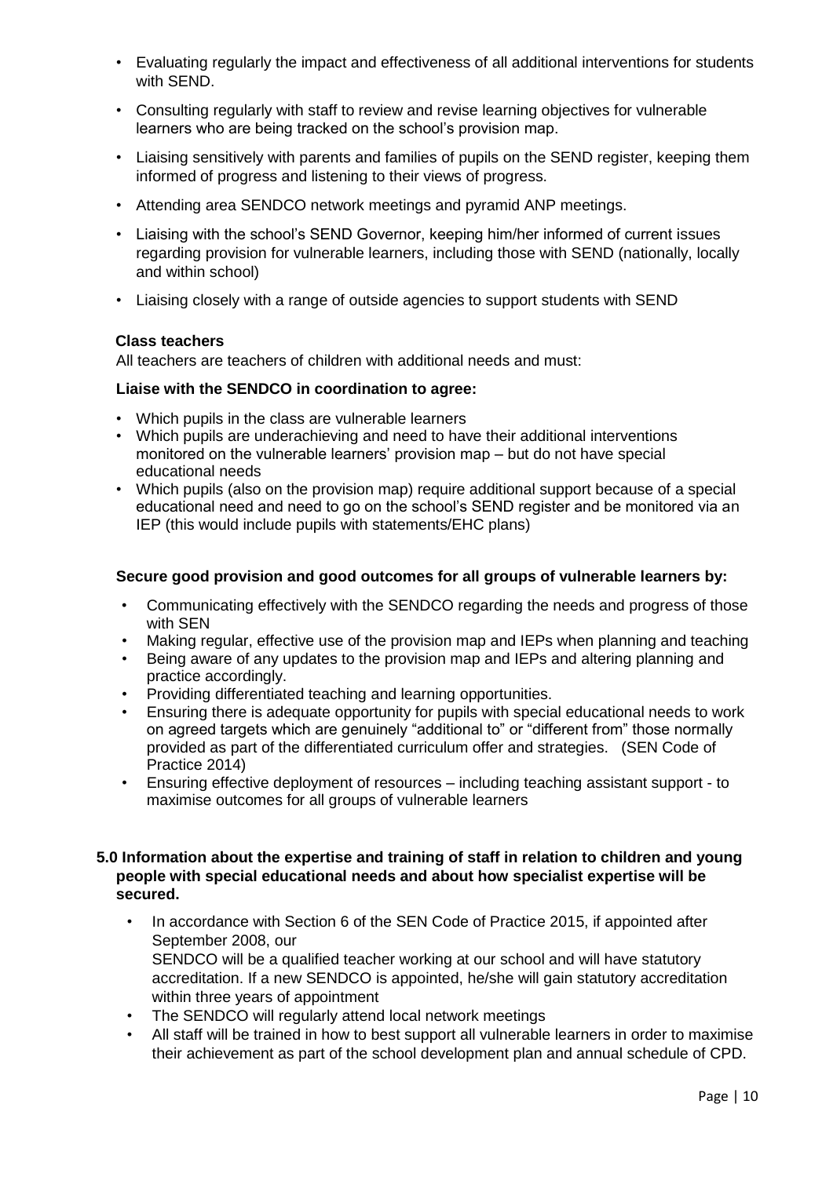- Evaluating regularly the impact and effectiveness of all additional interventions for students with SEND.
- Consulting regularly with staff to review and revise learning objectives for vulnerable learners who are being tracked on the school's provision map.
- Liaising sensitively with parents and families of pupils on the SEND register, keeping them informed of progress and listening to their views of progress.
- Attending area SENDCO network meetings and pyramid ANP meetings.
- Liaising with the school's SEND Governor, keeping him/her informed of current issues regarding provision for vulnerable learners, including those with SEND (nationally, locally and within school)
- Liaising closely with a range of outside agencies to support students with SEND

**Class teachers**

All teachers are teachers of children with additional needs and must:

**Liaise with the SENDCO in coordination to agree:**

- Which pupils in the class are vulnerable learners
- Which pupils are underachieving and need to have their additional interventions monitored on the vulnerable learners' provision map – but do not have special educational needs
- Which pupils (also on the provision map) require additional support because of a special educational need and need to go on the school's SEND register and be monitored via an IEP (this would include pupils with statements/EHC plans)

**Secure good provision and good outcomes for all groups of vulnerable learners by:**

- Communicating effectively with the SENDCO regarding the needs and progress of those with SEN
- Making regular, effective use of the provision map and IEPs when planning and teaching
- Being aware of any updates to the provision map and IEPs and altering planning and practice accordingly.
- Providing differentiated teaching and learning opportunities.
- Ensuring there is adequate opportunity for pupils with special educational needs to work on agreed targets which are genuinely "additional to" or "different from" those normally provided as part of the differentiated curriculum offer and strategies. (SEN Code of Practice 2014)
- Ensuring effective deployment of resources – including teaching assistant support - to maximise outcomes for all groups of vulnerable learners

## 5.0 Information about the expertise and training of staff in relation to children and young people with special educational needs and about how specialist expertise will be secured.

- In accordance with Section 6 of the SEN Code of Practice 2015, if appointed after September 2008, our SENDCO will be a qualified teacher working at our school and will have statutory accreditation. If a new SENDCO is appointed, he/she will gain statutory accreditation within three years of appointment
- The SENDCO will regularly attend local network meetings
- All staff will be trained in how to best support all vulnerable learners in order to maximise their achievement as part of the school development plan and annual schedule of CPD.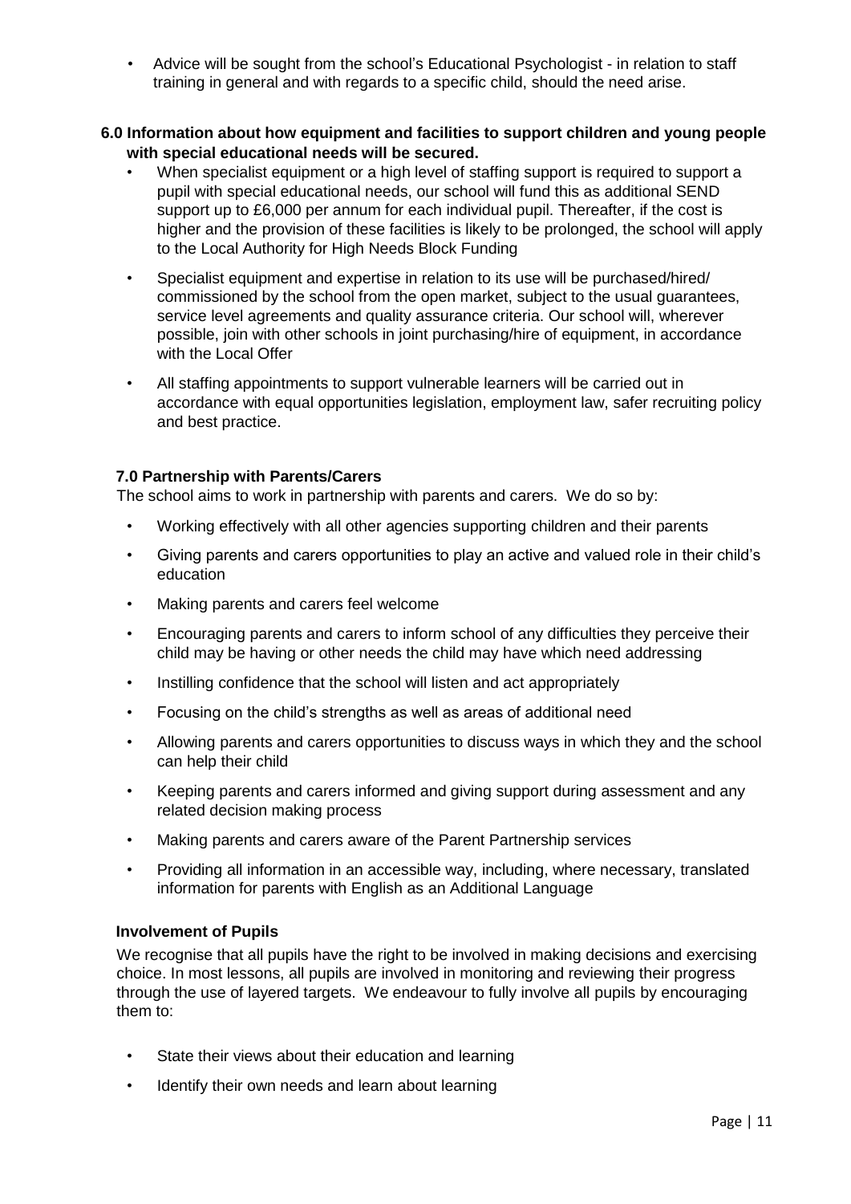- Advice will be sought from the school's Educational Psychologist - in relation to staff training in general and with regards to a specific child, should the need arise.

## 6.0 Information about how equipment and facilities to support children and young people with special educational needs will be secured.

- When specialist equipment or a high level of staffing support is required to support a pupil with special educational needs, our school will fund this as additional SEND support up to £6,000 per annum for each individual pupil. Thereafter, if the cost is higher and the provision of these facilities is likely to be prolonged, the school will apply to the Local Authority for High Needs Block Funding
- Specialist equipment and expertise in relation to its use will be purchased/hired/ commissioned by the school from the open market, subject to the usual guarantees, service level agreements and quality assurance criteria. Our school will, wherever possible, join with other schools in joint purchasing/hire of equipment, in accordance with the Local Offer
- All staffing appointments to support vulnerable learners will be carried out in accordance with equal opportunities legislation, employment law, safer recruiting policy and best practice.

## 7.0 Partnership with Parents/Carers

The school aims to work in partnership with parents and carers. We do so by:

- Working effectively with all other agencies supporting children and their parents
- Giving parents and carers opportunities to play an active and valued role in their child's education
- Making parents and carers feel welcome
- Encouraging parents and carers to inform school of any difficulties they perceive their child may be having or other needs the child may have which need addressing
- Instilling confidence that the school will listen and act appropriately
- Focusing on the child's strengths as well as areas of additional need
- Allowing parents and carers opportunities to discuss ways in which they and the school can help their child
- Keeping parents and carers informed and giving support during assessment and any related decision making process
- Making parents and carers aware of the Parent Partnership services
- Providing all information in an accessible way, including, where necessary, translated information for parents with English as an Additional Language

### Involvement of Pupils

We recognise that all pupils have the right to be involved in making decisions and exercising choice. In most lessons, all pupils are involved in monitoring and reviewing their progress through the use of layered targets. We endeavour to fully involve all pupils by encouraging them to:

- State their views about their education and learning
- Identify their own needs and learn about learning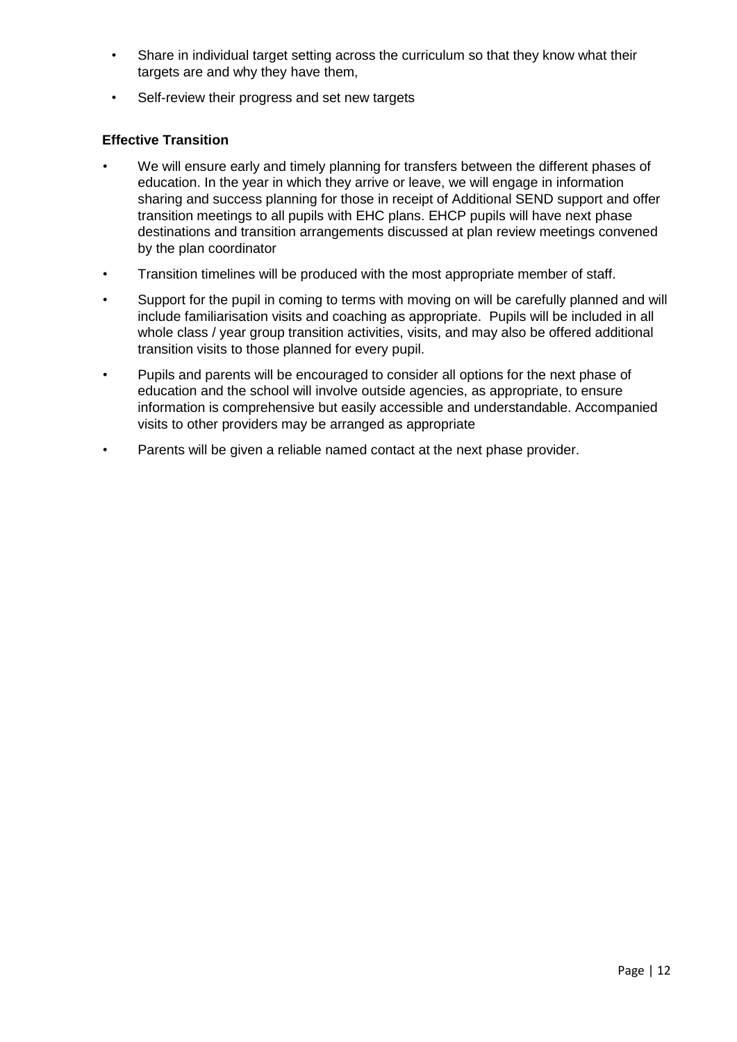- Share in individual target setting across the curriculum so that they know what their targets are and why they have them,
- Self-review their progress and set new targets

**Effective Transition**

- We will ensure early and timely planning for transfers between the different phases of education. In the year in which they arrive or leave, we will engage in information sharing and success planning for those in receipt of Additional SEND support and offer transition meetings to all pupils with EHC plans. EHCP pupils will have next phase destinations and transition arrangements discussed at plan review meetings convened by the plan coordinator
- Transition timelines will be produced with the most appropriate member of staff.
- Support for the pupil in coming to terms with moving on will be carefully planned and will include familiarisation visits and coaching as appropriate. Pupils will be included in all whole class / year group transition activities, visits, and may also be offered additional transition visits to those planned for every pupil.
- Pupils and parents will be encouraged to consider all options for the next phase of education and the school will involve outside agencies, as appropriate, to ensure information is comprehensive but easily accessible and understandable. Accompanied visits to other providers may be arranged as appropriate
- Parents will be given a reliable named contact at the next phase provider.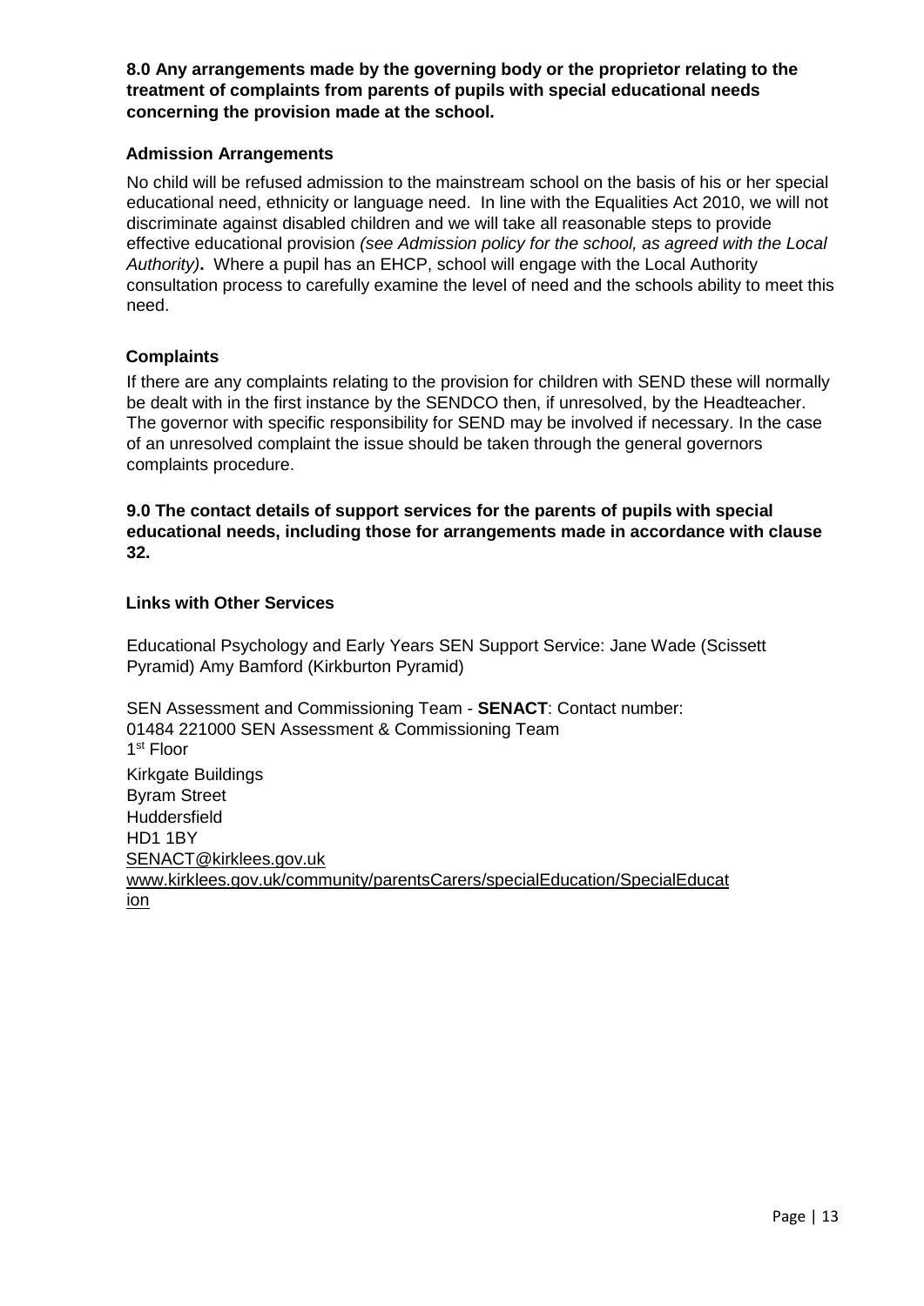**8.0 Any arrangements made by the governing body or the proprietor relating to the treatment of complaints from parents of pupils with special educational needs concerning the provision made at the school.**

**Admission Arrangements**

No child will be refused admission to the mainstream school on the basis of his or her special educational need, ethnicity or language need. In line with the Equalities Act 2010, we will not discriminate against disabled children and we will take all reasonable steps to provide effective educational provision *(see Admission policy for the school, as agreed with the Local Authority)***.** Where a pupil has an EHCP, school will engage with the Local Authority consultation process to carefully examine the level of need and the schools ability to meet this need.

**Complaints**

If there are any complaints relating to the provision for children with SEND these will normally be dealt with in the first instance by the SENDCO then, if unresolved, by the Headteacher. The governor with specific responsibility for SEND may be involved if necessary. In the case of an unresolved complaint the issue should be taken through the general governors complaints procedure.

**9.0 The contact details of support services for the parents of pupils with special educational needs, including those for arrangements made in accordance with clause 32.**

**Links with Other Services**

Educational Psychology and Early Years SEN Support Service: Jane Wade (Scissett Pyramid) Amy Bamford (Kirkburton Pyramid)

SEN Assessment and Commissioning Team - **SENACT**: Contact number: 01484 221000 SEN Assessment & Commissioning Team
1st Floor
Kirkgate Buildings
Byram Street
Huddersfield
HD1 1BY
SENACT@kirklees.gov.uk
www.kirklees.gov.uk/community/parentsCarers/specialEducation/SpecialEducation